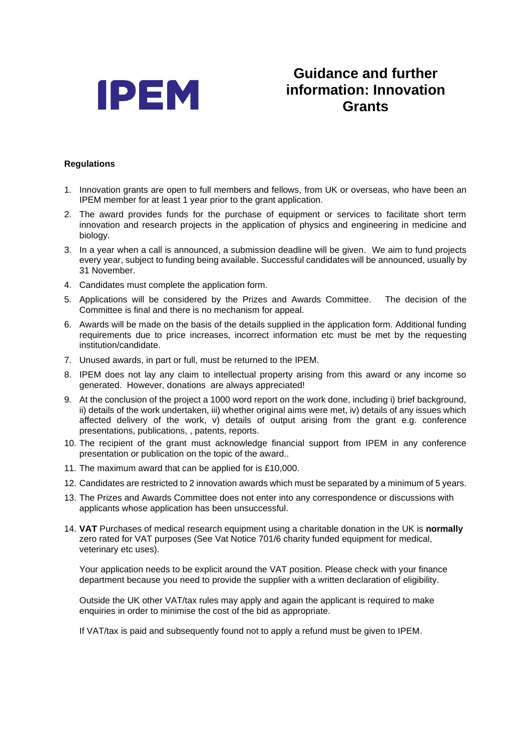IPEM

# Guidance and further information: Innovation Grants

**Regulations**

1. Innovation grants are open to full members and fellows, from UK or overseas, who have been an IPEM member for at least 1 year prior to the grant application.
2. The award provides funds for the purchase of equipment or services to facilitate short term innovation and research projects in the application of physics and engineering in medicine and biology.
3. In a year when a call is announced, a submission deadline will be given. We aim to fund projects every year, subject to funding being available. Successful candidates will be announced, usually by 31 November.
4. Candidates must complete the application form.
5. Applications will be considered by the Prizes and Awards Committee. The decision of the Committee is final and there is no mechanism for appeal.
6. Awards will be made on the basis of the details supplied in the application form. Additional funding requirements due to price increases, incorrect information etc must be met by the requesting institution/candidate.
7. Unused awards, in part or full, must be returned to the IPEM.
8. IPEM does not lay any claim to intellectual property arising from this award or any income so generated. However, donations are always appreciated!
9. At the conclusion of the project a 1000 word report on the work done, including i) brief background, ii) details of the work undertaken, iii) whether original aims were met, iv) details of any issues which affected delivery of the work, v) details of output arising from the grant e.g. conference presentations, publications, , patents, reports.
10. The recipient of the grant must acknowledge financial support from IPEM in any conference presentation or publication on the topic of the award..
11. The maximum award that can be applied for is £10,000.
12. Candidates are restricted to 2 innovation awards which must be separated by a minimum of 5 years.
13. The Prizes and Awards Committee does not enter into any correspondence or discussions with applicants whose application has been unsuccessful.
14. **VAT** Purchases of medical research equipment using a charitable donation in the UK is **normally** zero rated for VAT purposes (See Vat Notice 701/6 charity funded equipment for medical, veterinary etc uses).

    Your application needs to be explicit around the VAT position. Please check with your finance department because you need to provide the supplier with a written declaration of eligibility.

    Outside the UK other VAT/tax rules may apply and again the applicant is required to make enquiries in order to minimise the cost of the bid as appropriate.

    If VAT/tax is paid and subsequently found not to apply a refund must be given to IPEM.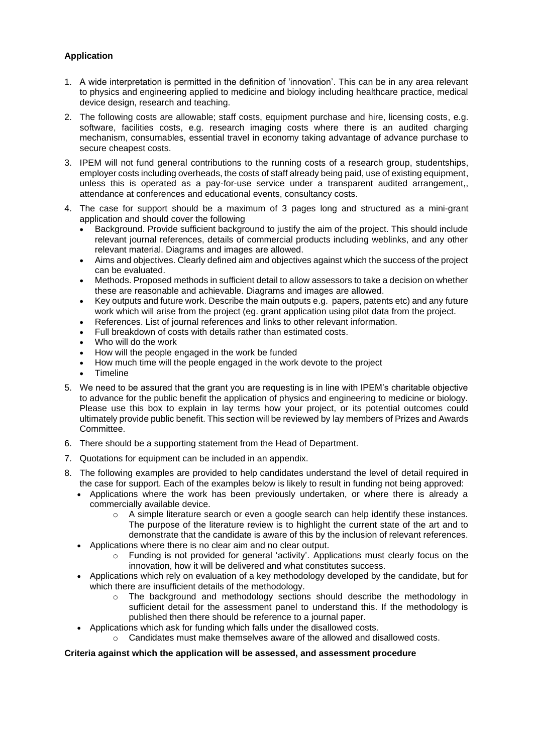**Application**

1. A wide interpretation is permitted in the definition of 'innovation'. This can be in any area relevant to physics and engineering applied to medicine and biology including healthcare practice, medical device design, research and teaching.
2. The following costs are allowable; staff costs, equipment purchase and hire, licensing costs, e.g. software, facilities costs, e.g. research imaging costs where there is an audited charging mechanism, consumables, essential travel in economy taking advantage of advance purchase to secure cheapest costs.
3. IPEM will not fund general contributions to the running costs of a research group, studentships, employer costs including overheads, the costs of staff already being paid, use of existing equipment, unless this is operated as a pay-for-use service under a transparent audited arrangement,, attendance at conferences and educational events, consultancy costs.
4. The case for support should be a maximum of 3 pages long and structured as a mini-grant application and should cover the following
   - Background. Provide sufficient background to justify the aim of the project. This should include relevant journal references, details of commercial products including weblinks, and any other relevant material. Diagrams and images are allowed.
   - Aims and objectives. Clearly defined aim and objectives against which the success of the project can be evaluated.
   - Methods. Proposed methods in sufficient detail to allow assessors to take a decision on whether these are reasonable and achievable. Diagrams and images are allowed.
   - Key outputs and future work. Describe the main outputs e.g. papers, patents etc) and any future work which will arise from the project (eg. grant application using pilot data from the project.
   - References. List of journal references and links to other relevant information.
   - Full breakdown of costs with details rather than estimated costs.
   - Who will do the work
   - How will the people engaged in the work be funded
   - How much time will the people engaged in the work devote to the project
   - Timeline
5. We need to be assured that the grant you are requesting is in line with IPEM's charitable objective to advance for the public benefit the application of physics and engineering to medicine or biology. Please use this box to explain in lay terms how your project, or its potential outcomes could ultimately provide public benefit. This section will be reviewed by lay members of Prizes and Awards Committee.
6. There should be a supporting statement from the Head of Department.
7. Quotations for equipment can be included in an appendix.
8. The following examples are provided to help candidates understand the level of detail required in the case for support. Each of the examples below is likely to result in funding not being approved:
   - Applications where the work has been previously undertaken, or where there is already a commercially available device.
     - A simple literature search or even a google search can help identify these instances. The purpose of the literature review is to highlight the current state of the art and to demonstrate that the candidate is aware of this by the inclusion of relevant references.
   - Applications where there is no clear aim and no clear output.
     - Funding is not provided for general 'activity'. Applications must clearly focus on the innovation, how it will be delivered and what constitutes success.
   - Applications which rely on evaluation of a key methodology developed by the candidate, but for which there are insufficient details of the methodology.
     - The background and methodology sections should describe the methodology in sufficient detail for the assessment panel to understand this. If the methodology is published then there should be reference to a journal paper.
   - Applications which ask for funding which falls under the disallowed costs.
     - Candidates must make themselves aware of the allowed and disallowed costs.

**Criteria against which the application will be assessed, and assessment procedure**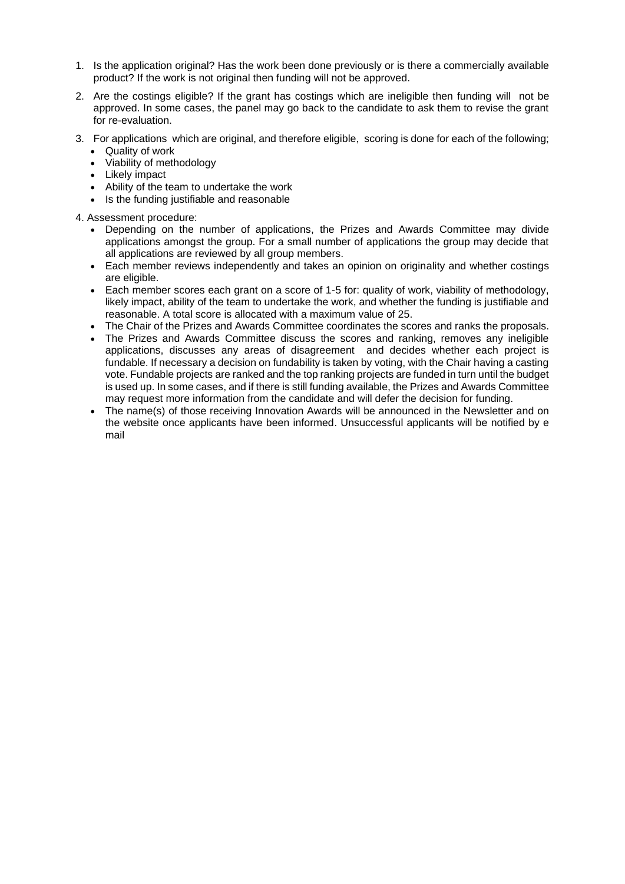1. Is the application original? Has the work been done previously or is there a commercially available product? If the work is not original then funding will not be approved.
2. Are the costings eligible? If the grant has costings which are ineligible then funding will not be approved. In some cases, the panel may go back to the candidate to ask them to revise the grant for re-evaluation.
3. For applications which are original, and therefore eligible, scoring is done for each of the following;
   - Quality of work
   - Viability of methodology
   - Likely impact
   - Ability of the team to undertake the work
   - Is the funding justifiable and reasonable

4. Assessment procedure:
   - Depending on the number of applications, the Prizes and Awards Committee may divide applications amongst the group. For a small number of applications the group may decide that all applications are reviewed by all group members.
   - Each member reviews independently and takes an opinion on originality and whether costings are eligible.
   - Each member scores each grant on a score of 1-5 for: quality of work, viability of methodology, likely impact, ability of the team to undertake the work, and whether the funding is justifiable and reasonable. A total score is allocated with a maximum value of 25.
   - The Chair of the Prizes and Awards Committee coordinates the scores and ranks the proposals.
   - The Prizes and Awards Committee discuss the scores and ranking, removes any ineligible applications, discusses any areas of disagreement and decides whether each project is fundable. If necessary a decision on fundability is taken by voting, with the Chair having a casting vote. Fundable projects are ranked and the top ranking projects are funded in turn until the budget is used up. In some cases, and if there is still funding available, the Prizes and Awards Committee may request more information from the candidate and will defer the decision for funding.
   - The name(s) of those receiving Innovation Awards will be announced in the Newsletter and on the website once applicants have been informed. Unsuccessful applicants will be notified by e mail